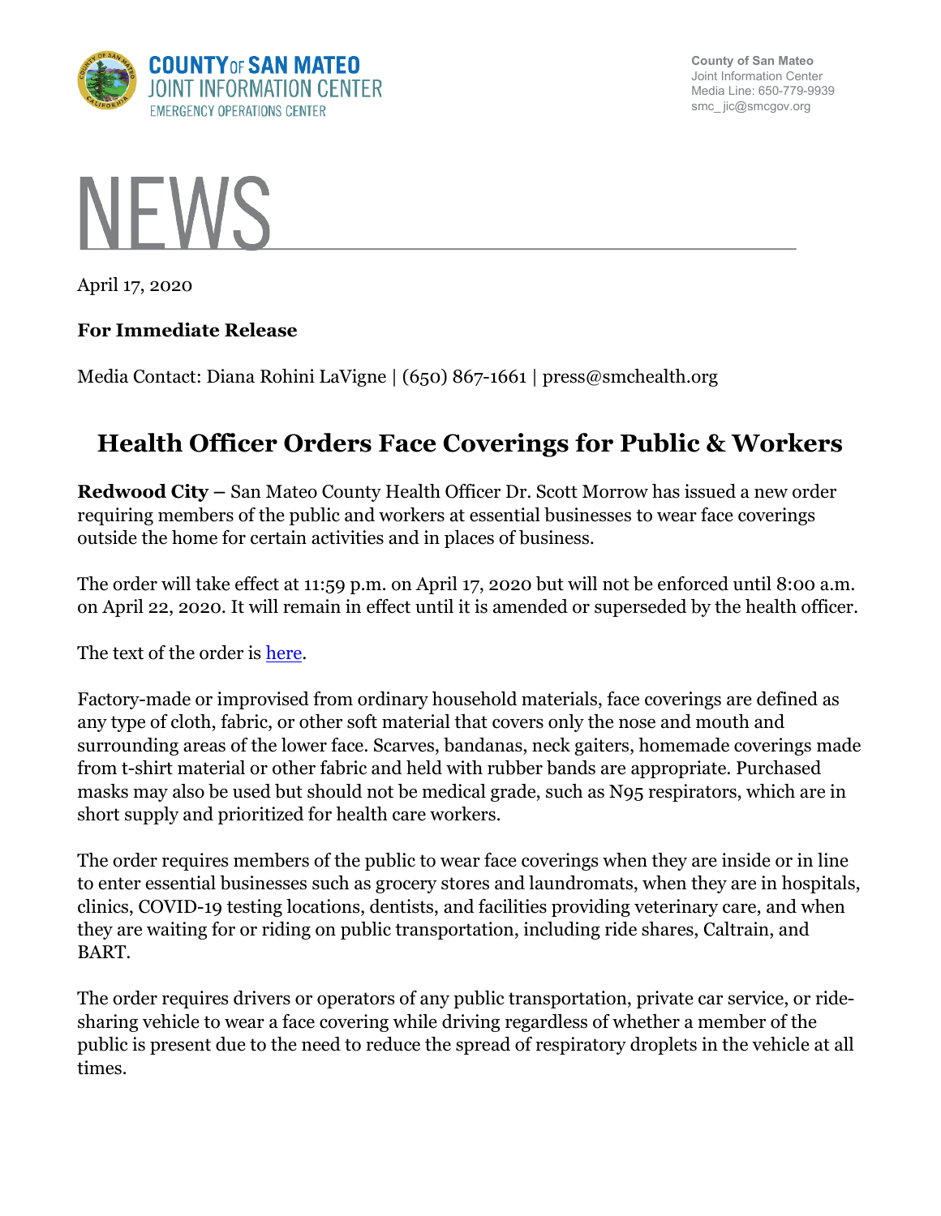COUNTY OF SAN MATEO
JOINT INFORMATION CENTER
EMERGENCY OPERATIONS CENTER

County of San Mateo
Joint Information Center
Media Line: 650-779-9939
smc_jic@smcgov.org

# NEWS

April 17, 2020

**For Immediate Release**

Media Contact: Diana Rohini LaVigne | (650) 867-1661 | press@smchealth.org

## Health Officer Orders Face Coverings for Public & Workers

**Redwood City –** San Mateo County Health Officer Dr. Scott Morrow has issued a new order requiring members of the public and workers at essential businesses to wear face coverings outside the home for certain activities and in places of business.

The order will take effect at 11:59 p.m. on April 17, 2020 but will not be enforced until 8:00 a.m. on April 22, 2020. It will remain in effect until it is amended or superseded by the health officer.

The text of the order is [here](here).

Factory-made or improvised from ordinary household materials, face coverings are defined as any type of cloth, fabric, or other soft material that covers only the nose and mouth and surrounding areas of the lower face. Scarves, bandanas, neck gaiters, homemade coverings made from t-shirt material or other fabric and held with rubber bands are appropriate. Purchased masks may also be used but should not be medical grade, such as N95 respirators, which are in short supply and prioritized for health care workers.

The order requires members of the public to wear face coverings when they are inside or in line to enter essential businesses such as grocery stores and laundromats, when they are in hospitals, clinics, COVID-19 testing locations, dentists, and facilities providing veterinary care, and when they are waiting for or riding on public transportation, including ride shares, Caltrain, and BART.

The order requires drivers or operators of any public transportation, private car service, or ride-sharing vehicle to wear a face covering while driving regardless of whether a member of the public is present due to the need to reduce the spread of respiratory droplets in the vehicle at all times.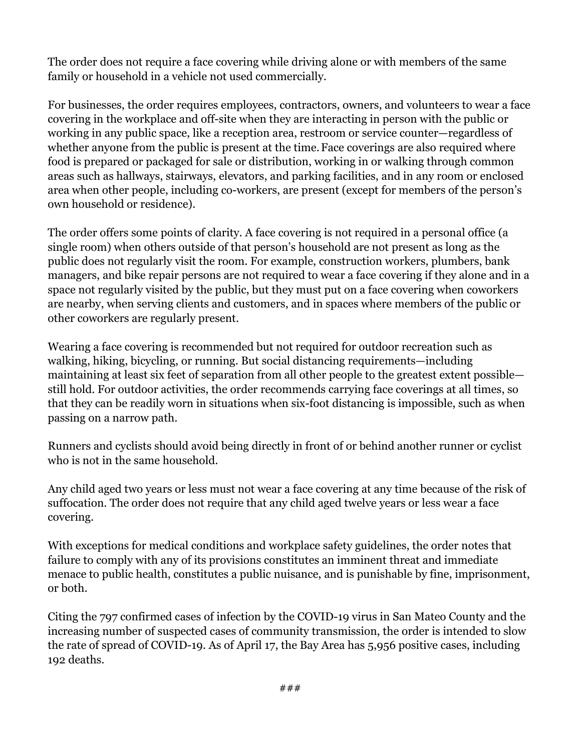The order does not require a face covering while driving alone or with members of the same family or household in a vehicle not used commercially.

For businesses, the order requires employees, contractors, owners, and volunteers to wear a face covering in the workplace and off-site when they are interacting in person with the public or working in any public space, like a reception area, restroom or service counter—regardless of whether anyone from the public is present at the time. Face coverings are also required where food is prepared or packaged for sale or distribution, working in or walking through common areas such as hallways, stairways, elevators, and parking facilities, and in any room or enclosed area when other people, including co-workers, are present (except for members of the person's own household or residence).

The order offers some points of clarity. A face covering is not required in a personal office (a single room) when others outside of that person's household are not present as long as the public does not regularly visit the room. For example, construction workers, plumbers, bank managers, and bike repair persons are not required to wear a face covering if they alone and in a space not regularly visited by the public, but they must put on a face covering when coworkers are nearby, when serving clients and customers, and in spaces where members of the public or other coworkers are regularly present.

Wearing a face covering is recommended but not required for outdoor recreation such as walking, hiking, bicycling, or running. But social distancing requirements—including maintaining at least six feet of separation from all other people to the greatest extent possible—still hold. For outdoor activities, the order recommends carrying face coverings at all times, so that they can be readily worn in situations when six-foot distancing is impossible, such as when passing on a narrow path.

Runners and cyclists should avoid being directly in front of or behind another runner or cyclist who is not in the same household.

Any child aged two years or less must not wear a face covering at any time because of the risk of suffocation. The order does not require that any child aged twelve years or less wear a face covering.

With exceptions for medical conditions and workplace safety guidelines, the order notes that failure to comply with any of its provisions constitutes an imminent threat and immediate menace to public health, constitutes a public nuisance, and is punishable by fine, imprisonment, or both.

Citing the 797 confirmed cases of infection by the COVID-19 virus in San Mateo County and the increasing number of suspected cases of community transmission, the order is intended to slow the rate of spread of COVID-19. As of April 17, the Bay Area has 5,956 positive cases, including 192 deaths.

###